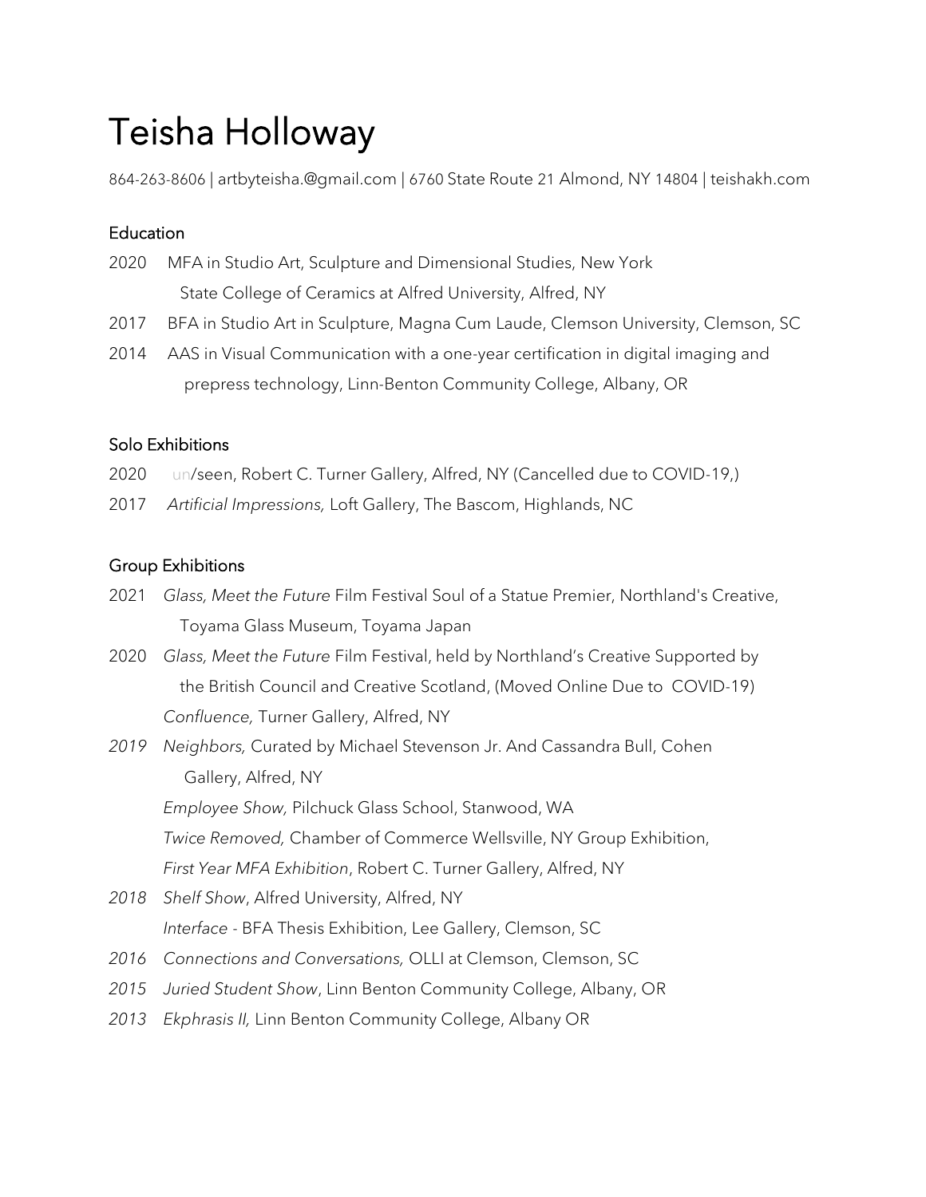# Teisha Holloway

864-263-8606 | artbyteisha.@gmail.com | 6760 State Route 21 Almond, NY 14804 | teishakh.com

## Education

2020 MFA in Studio Art, Sculpture and Dimensional Studies, New York State College of Ceramics at Alfred University, Alfred, NY

2017 BFA in Studio Art in Sculpture, Magna Cum Laude, Clemson University, Clemson, SC

2014 AAS in Visual Communication with a one-year certification in digital imaging and prepress technology, Linn-Benton Community College, Albany, OR

## Solo Exhibitions

2020 un/seen, Robert C. Turner Gallery, Alfred, NY (Cancelled due to COVID-19,)

2017 *Artificial Impressions,* Loft Gallery, The Bascom, Highlands, NC

## Group Exhibitions

2021 *Glass, Meet the Future* Film Festival Soul of a Statue Premier, Northland's Creative, Toyama Glass Museum, Toyama Japan

2020 *Glass, Meet the Future* Film Festival, held by Northland's Creative Supported by the British Council and Creative Scotland, (Moved Online Due to COVID-19)

*Confluence,* Turner Gallery, Alfred, NY

*2019* *Neighbors,* Curated by Michael Stevenson Jr. And Cassandra Bull, Cohen Gallery, Alfred, NY

*Employee Show,* Pilchuck Glass School, Stanwood, WA

*Twice Removed,* Chamber of Commerce Wellsville, NY Group Exhibition,

*First Year MFA Exhibition*, Robert C. Turner Gallery, Alfred, NY

*2018* *Shelf Show*, Alfred University, Alfred, NY

*Interface* - BFA Thesis Exhibition, Lee Gallery, Clemson, SC

*2016* *Connections and Conversations,* OLLI at Clemson, Clemson, SC

*2015* *Juried Student Show*, Linn Benton Community College, Albany, OR

*2013* *Ekphrasis II,* Linn Benton Community College, Albany OR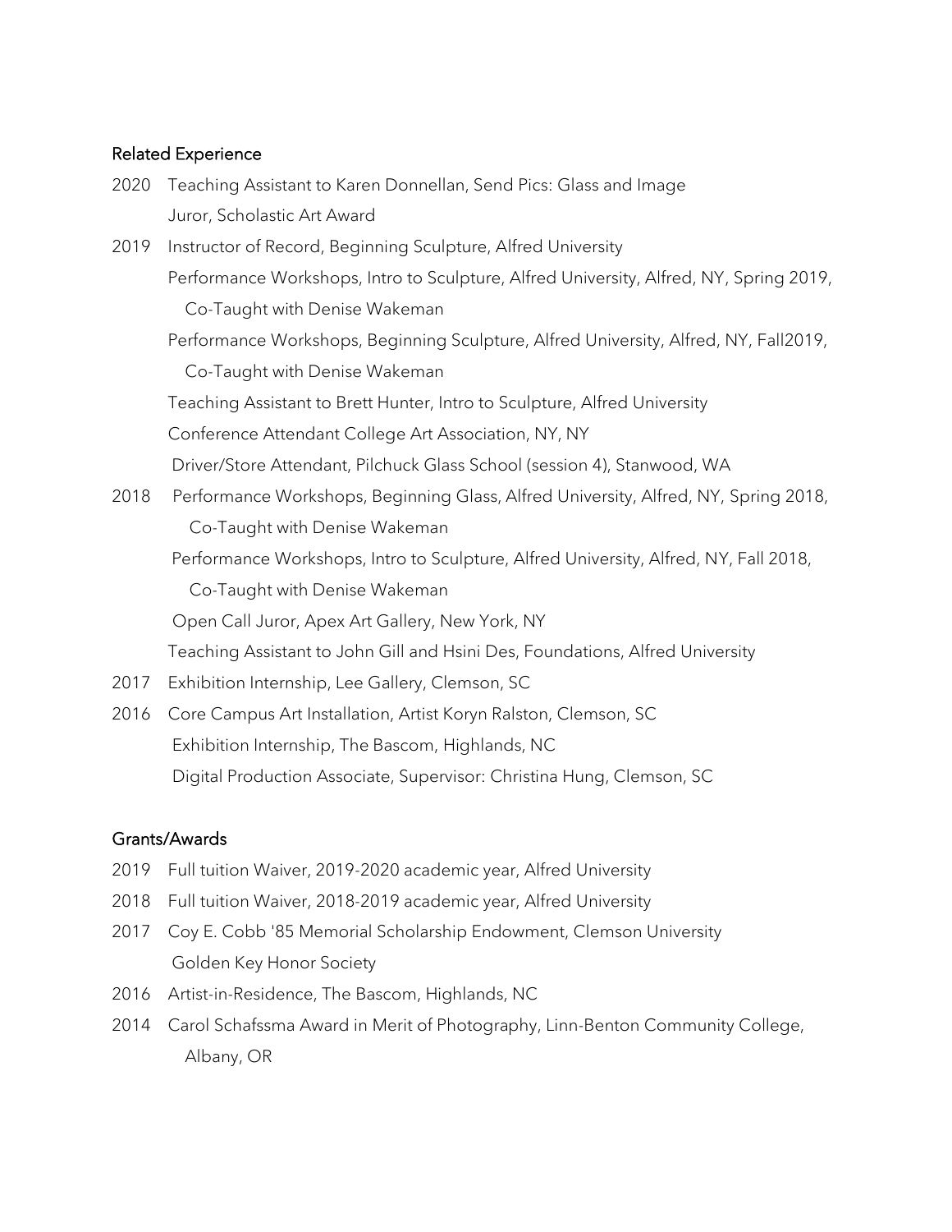## Related Experience

2020 Teaching Assistant to Karen Donnellan, Send Pics: Glass and Image
Juror, Scholastic Art Award

2019 Instructor of Record, Beginning Sculpture, Alfred University
Performance Workshops, Intro to Sculpture, Alfred University, Alfred, NY, Spring 2019, Co-Taught with Denise Wakeman
Performance Workshops, Beginning Sculpture, Alfred University, Alfred, NY, Fall2019, Co-Taught with Denise Wakeman
Teaching Assistant to Brett Hunter, Intro to Sculpture, Alfred University
Conference Attendant College Art Association, NY, NY
Driver/Store Attendant, Pilchuck Glass School (session 4), Stanwood, WA

2018 Performance Workshops, Beginning Glass, Alfred University, Alfred, NY, Spring 2018, Co-Taught with Denise Wakeman
Performance Workshops, Intro to Sculpture, Alfred University, Alfred, NY, Fall 2018, Co-Taught with Denise Wakeman
Open Call Juror, Apex Art Gallery, New York, NY
Teaching Assistant to John Gill and Hsini Des, Foundations, Alfred University

2017 Exhibition Internship, Lee Gallery, Clemson, SC

2016 Core Campus Art Installation, Artist Koryn Ralston, Clemson, SC
Exhibition Internship, The Bascom, Highlands, NC
Digital Production Associate, Supervisor: Christina Hung, Clemson, SC

## Grants/Awards

2019 Full tuition Waiver, 2019-2020 academic year, Alfred University

2018 Full tuition Waiver, 2018-2019 academic year, Alfred University

2017 Coy E. Cobb '85 Memorial Scholarship Endowment, Clemson University
Golden Key Honor Society

2016 Artist-in-Residence, The Bascom, Highlands, NC

2014 Carol Schafssma Award in Merit of Photography, Linn-Benton Community College, Albany, OR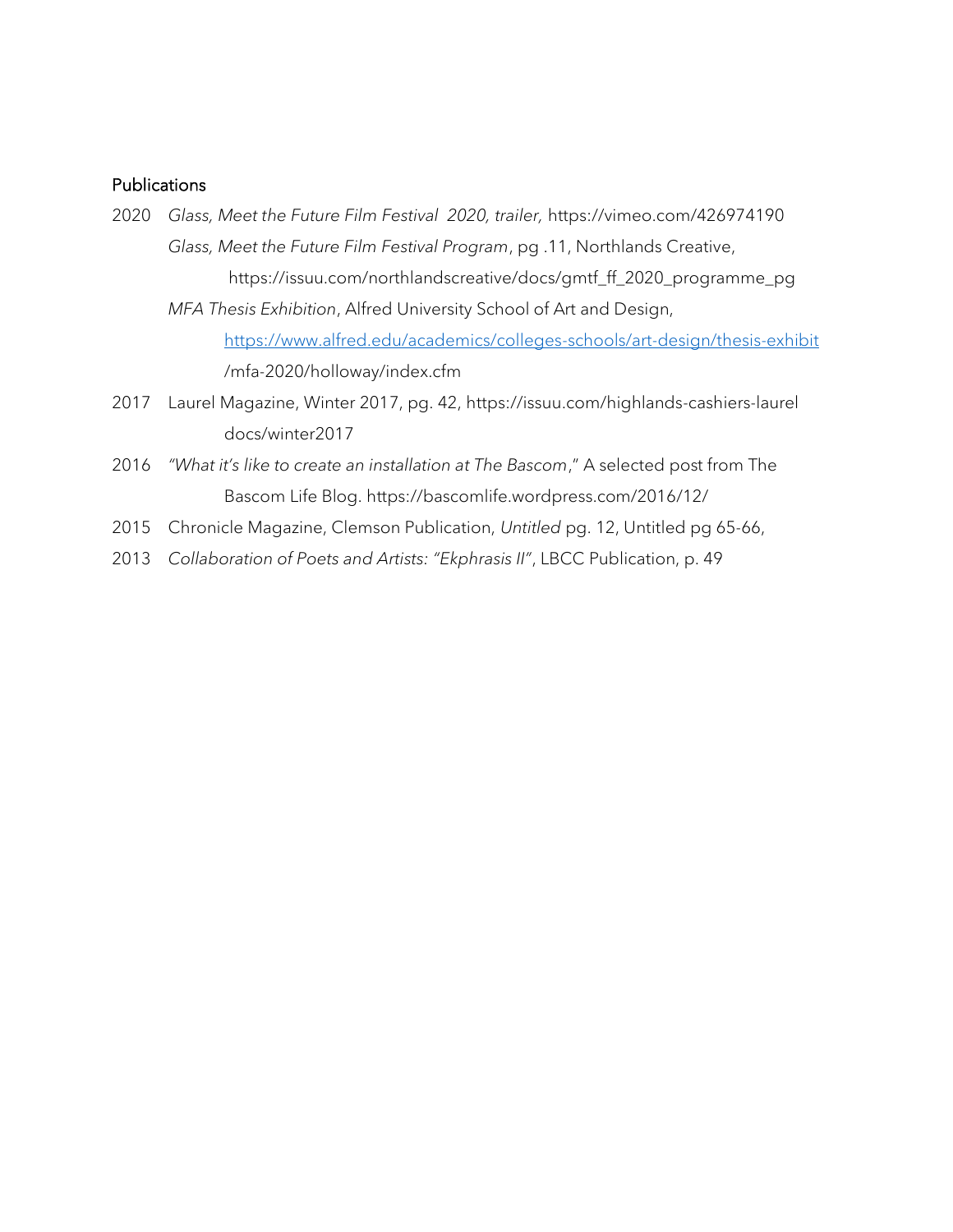## Publications

2020 *Glass, Meet the Future Film Festival 2020, trailer,* https://vimeo.com/426974190

*Glass, Meet the Future Film Festival Program*, pg .11, Northlands Creative, https://issuu.com/northlandscreative/docs/gmtf_ff_2020_programme_pg

*MFA Thesis Exhibition*, Alfred University School of Art and Design, https://www.alfred.edu/academics/colleges-schools/art-design/thesis-exhibit/mfa-2020/holloway/index.cfm

2017 Laurel Magazine, Winter 2017, pg. 42, https://issuu.com/highlands-cashiers-laurel docs/winter2017

2016 *"What it's like to create an installation at The Bascom*," A selected post from The Bascom Life Blog. https://bascomlife.wordpress.com/2016/12/

2015 Chronicle Magazine, Clemson Publication, *Untitled* pg. 12, Untitled pg 65-66,

2013 *Collaboration of Poets and Artists: "Ekphrasis II"*, LBCC Publication, p. 49